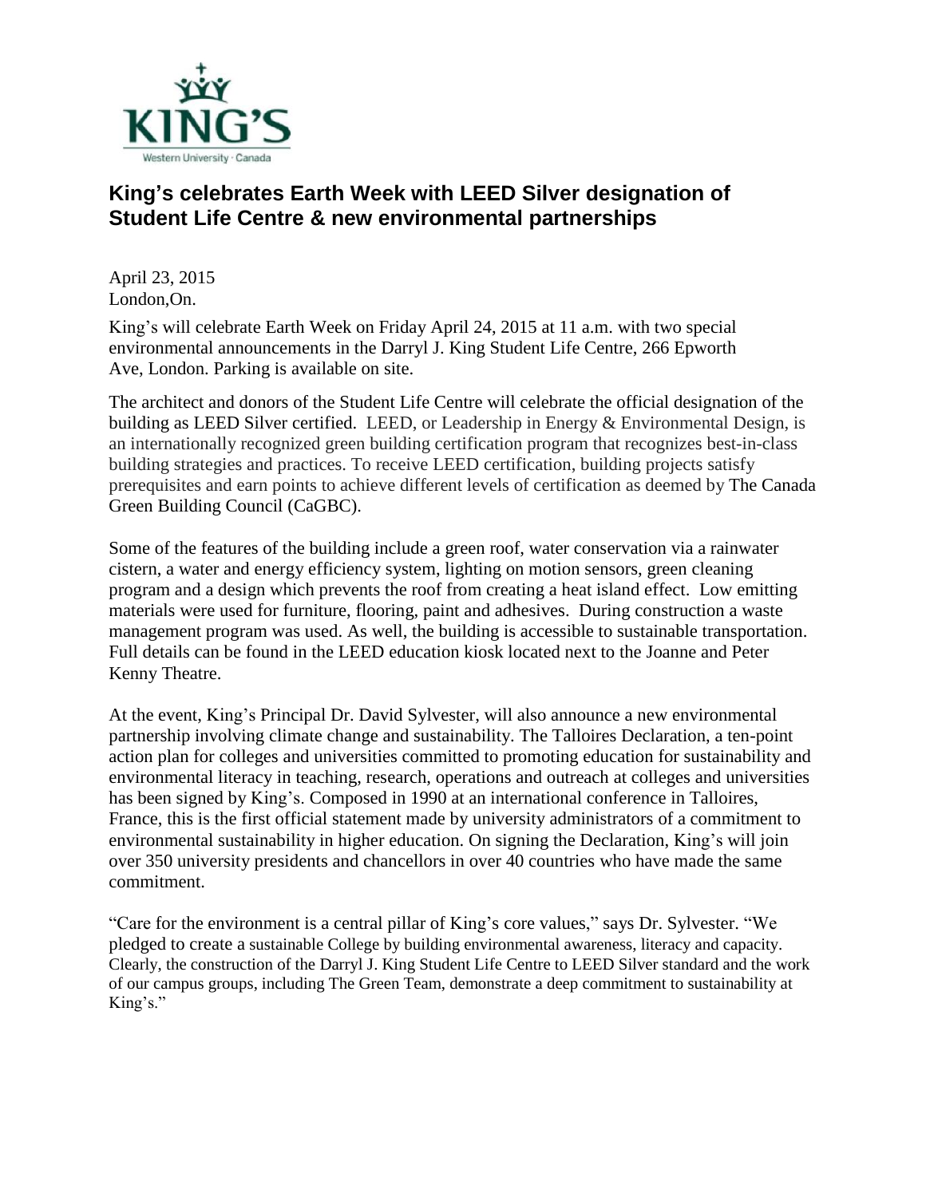# King's celebrates Earth Week with LEED Silver designation of Student Life Centre & new environmental partnerships

April 23, 2015
London,On.

King's will celebrate Earth Week on Friday April 24, 2015 at 11 a.m. with two special environmental announcements in the Darryl J. King Student Life Centre, 266 Epworth Ave, London. Parking is available on site.

The architect and donors of the Student Life Centre will celebrate the official designation of the building as LEED Silver certified. LEED, or Leadership in Energy & Environmental Design, is an internationally recognized green building certification program that recognizes best-in-class building strategies and practices. To receive LEED certification, building projects satisfy prerequisites and earn points to achieve different levels of certification as deemed by The Canada Green Building Council (CaGBC).

Some of the features of the building include a green roof, water conservation via a rainwater cistern, a water and energy efficiency system, lighting on motion sensors, green cleaning program and a design which prevents the roof from creating a heat island effect. Low emitting materials were used for furniture, flooring, paint and adhesives. During construction a waste management program was used. As well, the building is accessible to sustainable transportation. Full details can be found in the LEED education kiosk located next to the Joanne and Peter Kenny Theatre.

At the event, King's Principal Dr. David Sylvester, will also announce a new environmental partnership involving climate change and sustainability. The Talloires Declaration, a ten-point action plan for colleges and universities committed to promoting education for sustainability and environmental literacy in teaching, research, operations and outreach at colleges and universities has been signed by King's. Composed in 1990 at an international conference in Talloires, France, this is the first official statement made by university administrators of a commitment to environmental sustainability in higher education. On signing the Declaration, King's will join over 350 university presidents and chancellors in over 40 countries who have made the same commitment.

"Care for the environment is a central pillar of King's core values," says Dr. Sylvester. "We pledged to create a sustainable College by building environmental awareness, literacy and capacity. Clearly, the construction of the Darryl J. King Student Life Centre to LEED Silver standard and the work of our campus groups, including The Green Team, demonstrate a deep commitment to sustainability at King's."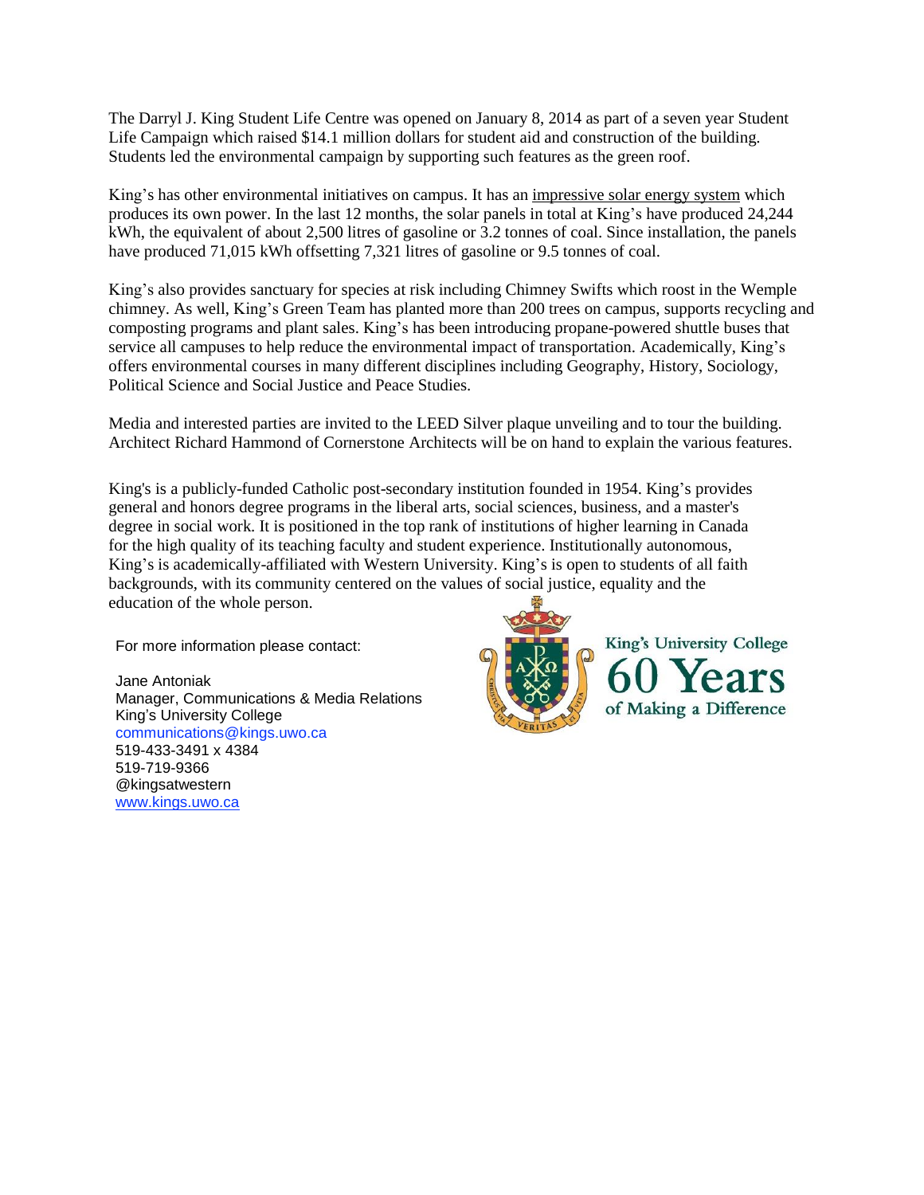The Darryl J. King Student Life Centre was opened on January 8, 2014 as part of a seven year Student Life Campaign which raised $14.1 million dollars for student aid and construction of the building. Students led the environmental campaign by supporting such features as the green roof.

King's has other environmental initiatives on campus. It has an impressive solar energy system which produces its own power. In the last 12 months, the solar panels in total at King's have produced 24,244 kWh, the equivalent of about 2,500 litres of gasoline or 3.2 tonnes of coal. Since installation, the panels have produced 71,015 kWh offsetting 7,321 litres of gasoline or 9.5 tonnes of coal.

King's also provides sanctuary for species at risk including Chimney Swifts which roost in the Wemple chimney. As well, King's Green Team has planted more than 200 trees on campus, supports recycling and composting programs and plant sales. King's has been introducing propane-powered shuttle buses that service all campuses to help reduce the environmental impact of transportation. Academically, King's offers environmental courses in many different disciplines including Geography, History, Sociology, Political Science and Social Justice and Peace Studies.

Media and interested parties are invited to the LEED Silver plaque unveiling and to tour the building. Architect Richard Hammond of Cornerstone Architects will be on hand to explain the various features.

King's is a publicly-funded Catholic post-secondary institution founded in 1954. King's provides general and honors degree programs in the liberal arts, social sciences, business, and a master's degree in social work. It is positioned in the top rank of institutions of higher learning in Canada for the high quality of its teaching faculty and student experience. Institutionally autonomous, King's is academically-affiliated with Western University. King's is open to students of all faith backgrounds, with its community centered on the values of social justice, equality and the education of the whole person.

For more information please contact:

Jane Antoniak
Manager, Communications & Media Relations
King's University College
communications@kings.uwo.ca
519-433-3491 x 4384
519-719-9366
@kingsatwestern
www.kings.uwo.ca

King's University College
60 Years
of Making a Difference